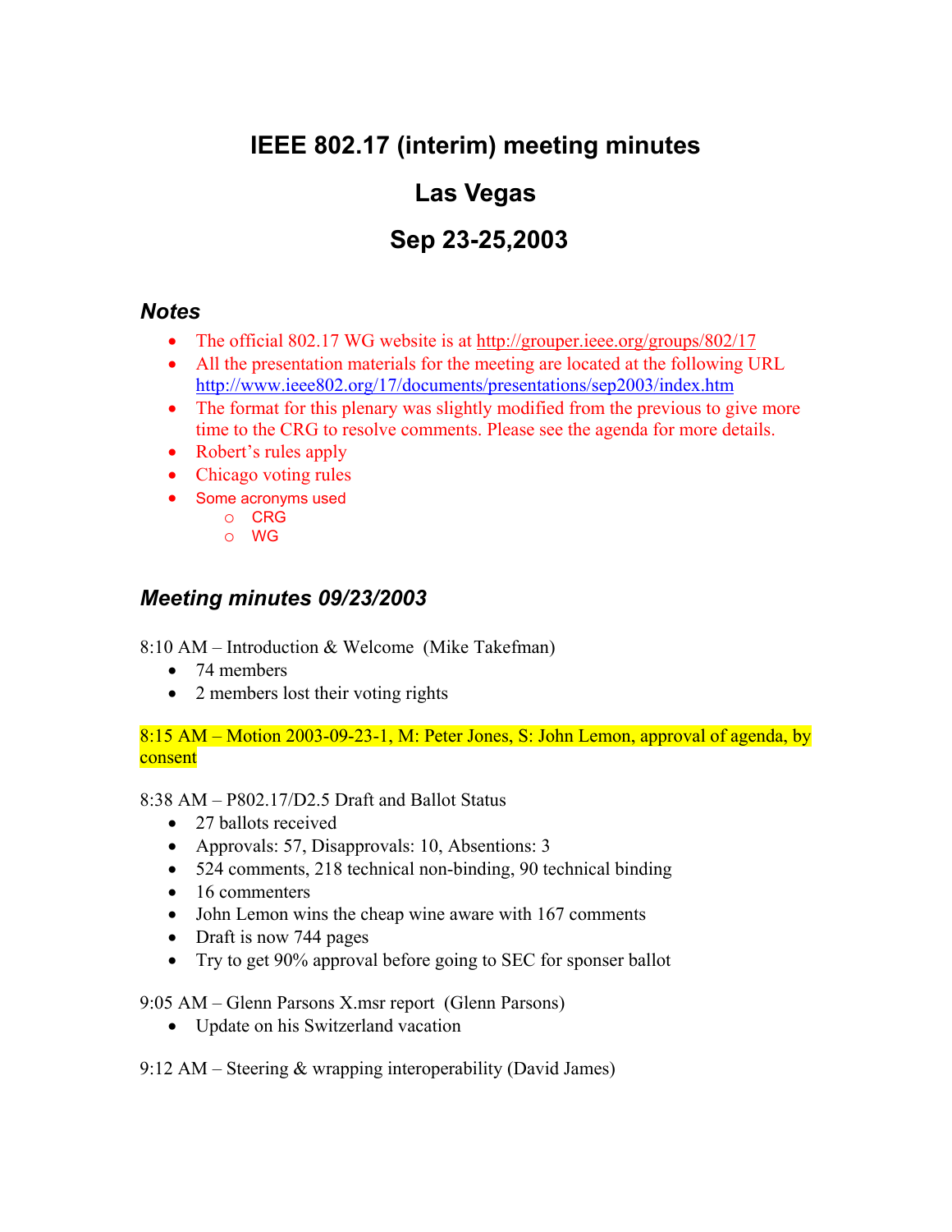# IEEE 802.17 (interim) meeting minutes

# Las Vegas

# Sep 23-25,2003

## *Notes*

- The official 802.17 WG website is at http://grouper.ieee.org/groups/802/17
- All the presentation materials for the meeting are located at the following URL http://www.ieee802.org/17/documents/presentations/sep2003/index.htm
- The format for this plenary was slightly modified from the previous to give more time to the CRG to resolve comments. Please see the agenda for more details.
- Robert's rules apply
- Chicago voting rules
- Some acronyms used
  - CRG
  - WG

## *Meeting minutes 09/23/2003*

8:10 AM – Introduction & Welcome (Mike Takefman)

- 74 members
- 2 members lost their voting rights

8:15 AM – Motion 2003-09-23-1, M: Peter Jones, S: John Lemon, approval of agenda, by consent

8:38 AM – P802.17/D2.5 Draft and Ballot Status

- 27 ballots received
- Approvals: 57, Disapprovals: 10, Absentions: 3
- 524 comments, 218 technical non-binding, 90 technical binding
- 16 commenters
- John Lemon wins the cheap wine aware with 167 comments
- Draft is now 744 pages
- Try to get 90% approval before going to SEC for sponser ballot

9:05 AM – Glenn Parsons X.msr report (Glenn Parsons)

- Update on his Switzerland vacation

9:12 AM – Steering & wrapping interoperability (David James)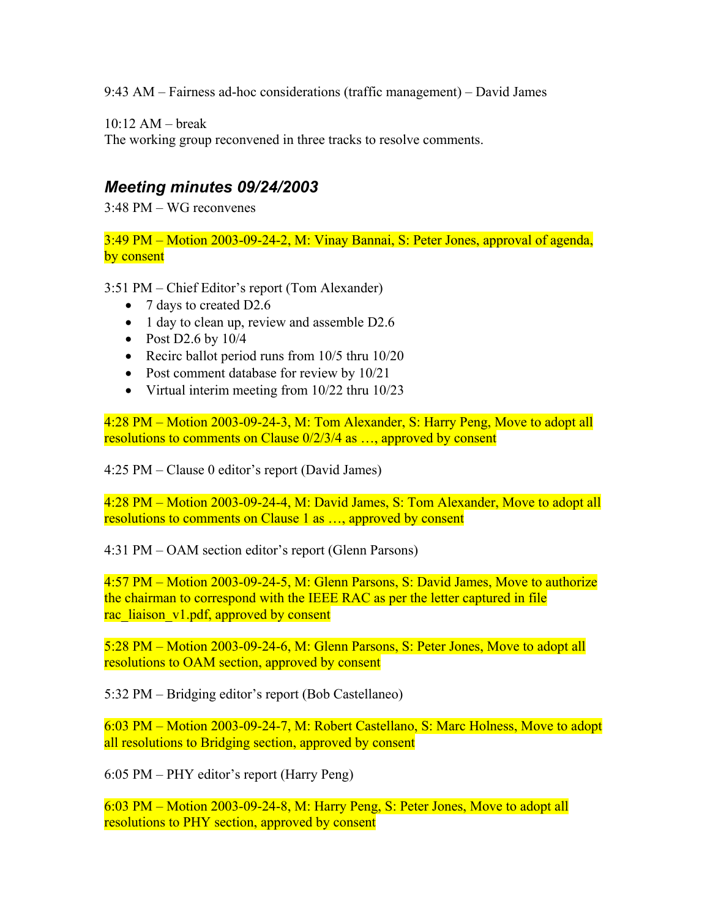9:43 AM – Fairness ad-hoc considerations (traffic management) – David James

10:12 AM – break
The working group reconvened in three tracks to resolve comments.

## *Meeting minutes 09/24/2003*

3:48 PM – WG reconvenes

3:49 PM – Motion 2003-09-24-2, M: Vinay Bannai, S: Peter Jones, approval of agenda, by consent

3:51 PM – Chief Editor's report (Tom Alexander)

- 7 days to created D2.6
- 1 day to clean up, review and assemble D2.6
- Post D2.6 by 10/4
- Recirc ballot period runs from 10/5 thru 10/20
- Post comment database for review by 10/21
- Virtual interim meeting from 10/22 thru 10/23

4:28 PM – Motion 2003-09-24-3, M: Tom Alexander, S: Harry Peng, Move to adopt all resolutions to comments on Clause 0/2/3/4 as …, approved by consent

4:25 PM – Clause 0 editor's report (David James)

4:28 PM – Motion 2003-09-24-4, M: David James, S: Tom Alexander, Move to adopt all resolutions to comments on Clause 1 as …, approved by consent

4:31 PM – OAM section editor's report (Glenn Parsons)

4:57 PM – Motion 2003-09-24-5, M: Glenn Parsons, S: David James, Move to authorize the chairman to correspond with the IEEE RAC as per the letter captured in file rac_liaison_v1.pdf, approved by consent

5:28 PM – Motion 2003-09-24-6, M: Glenn Parsons, S: Peter Jones, Move to adopt all resolutions to OAM section, approved by consent

5:32 PM – Bridging editor's report (Bob Castellaneo)

6:03 PM – Motion 2003-09-24-7, M: Robert Castellano, S: Marc Holness, Move to adopt all resolutions to Bridging section, approved by consent

6:05 PM – PHY editor's report (Harry Peng)

6:03 PM – Motion 2003-09-24-8, M: Harry Peng, S: Peter Jones, Move to adopt all resolutions to PHY section, approved by consent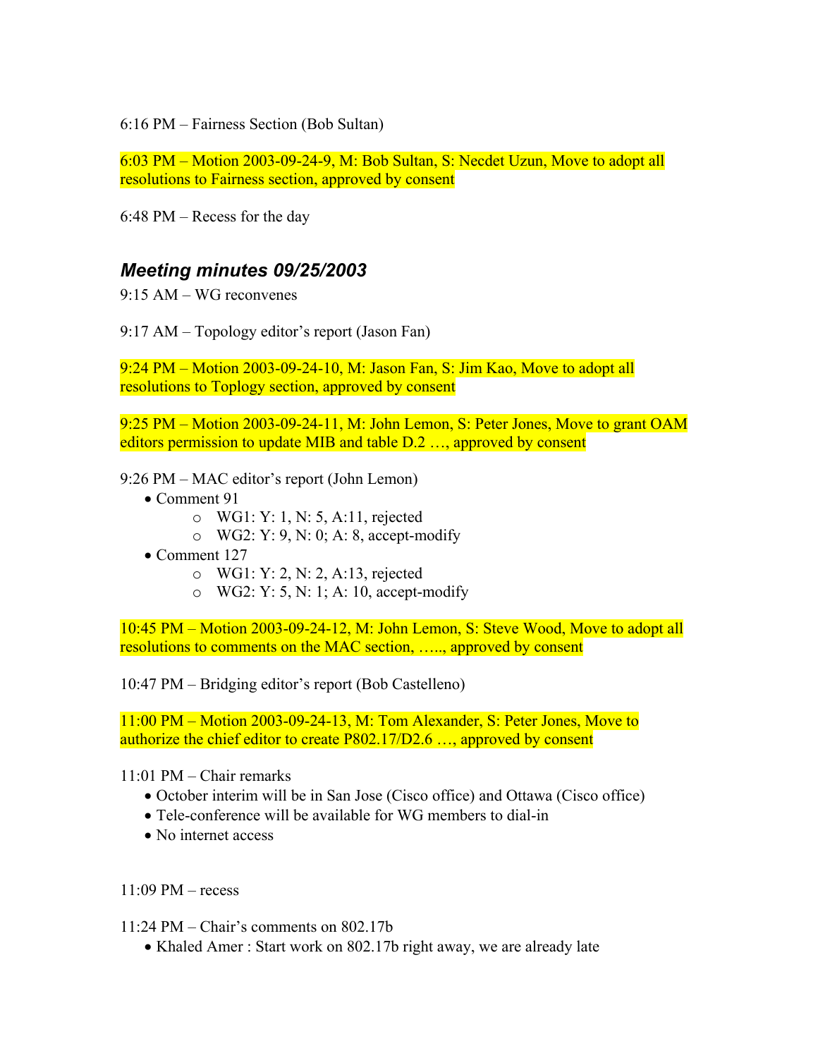6:16 PM – Fairness Section (Bob Sultan)

6:03 PM – Motion 2003-09-24-9, M: Bob Sultan, S: Necdet Uzun, Move to adopt all resolutions to Fairness section, approved by consent

6:48 PM – Recess for the day

## *Meeting minutes 09/25/2003*

9:15 AM – WG reconvenes

9:17 AM – Topology editor's report (Jason Fan)

9:24 PM – Motion 2003-09-24-10, M: Jason Fan, S: Jim Kao, Move to adopt all resolutions to Toplogy section, approved by consent

9:25 PM – Motion 2003-09-24-11, M: John Lemon, S: Peter Jones, Move to grant OAM editors permission to update MIB and table D.2 …, approved by consent

9:26 PM – MAC editor's report (John Lemon)

- Comment 91
    - WG1: Y: 1, N: 5, A:11, rejected
    - WG2: Y: 9, N: 0; A: 8, accept-modify
- Comment 127
    - WG1: Y: 2, N: 2, A:13, rejected
    - WG2: Y: 5, N: 1; A: 10, accept-modify

10:45 PM – Motion 2003-09-24-12, M: John Lemon, S: Steve Wood, Move to adopt all resolutions to comments on the MAC section, ….., approved by consent

10:47 PM – Bridging editor's report (Bob Castelleno)

11:00 PM – Motion 2003-09-24-13, M: Tom Alexander, S: Peter Jones, Move to authorize the chief editor to create P802.17/D2.6 …, approved by consent

11:01 PM – Chair remarks

- October interim will be in San Jose (Cisco office) and Ottawa (Cisco office)
- Tele-conference will be available for WG members to dial-in
- No internet access

11:09 PM – recess

11:24 PM – Chair's comments on 802.17b

- Khaled Amer : Start work on 802.17b right away, we are already late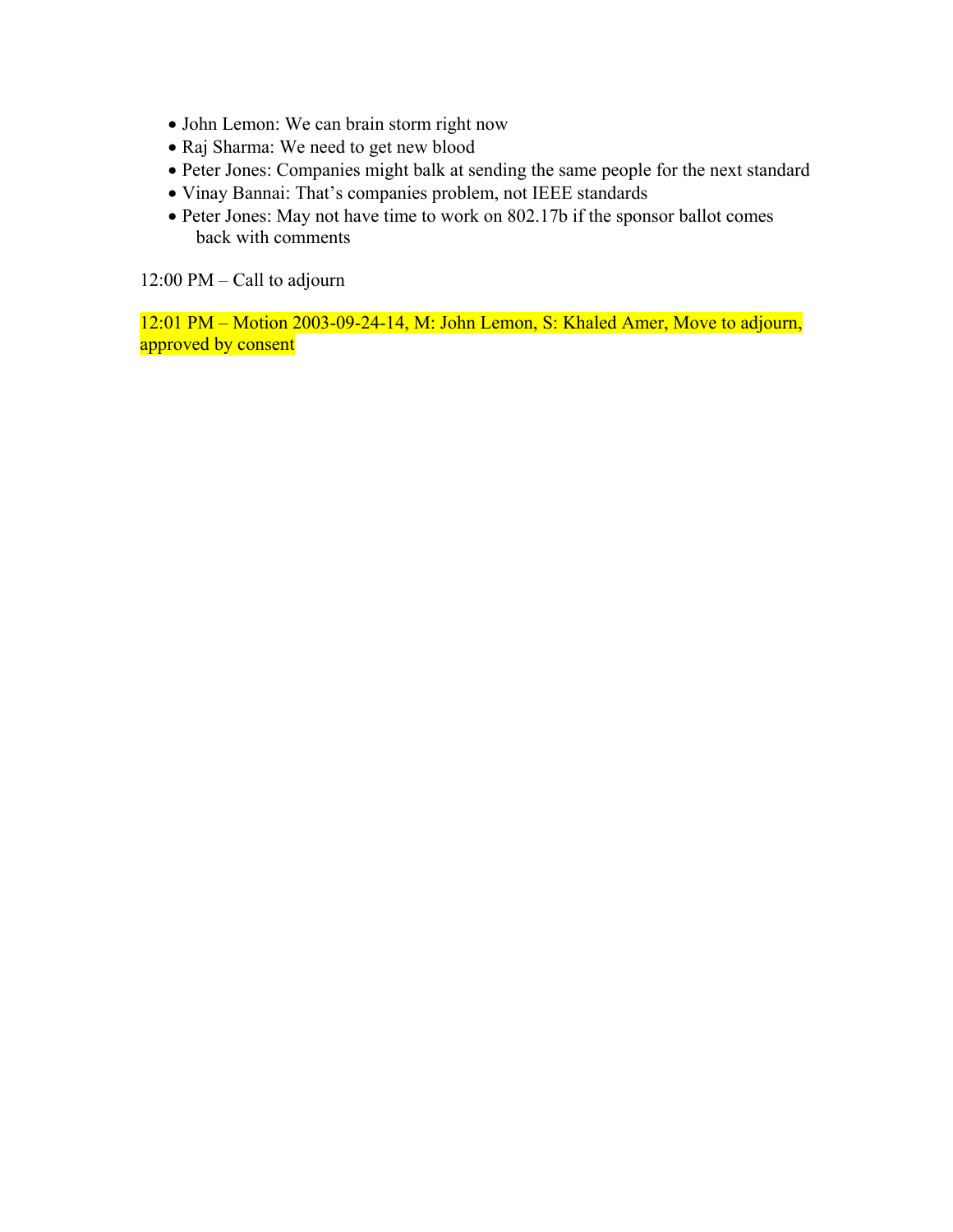- John Lemon: We can brain storm right now
- Raj Sharma: We need to get new blood
- Peter Jones: Companies might balk at sending the same people for the next standard
- Vinay Bannai: That's companies problem, not IEEE standards
- Peter Jones: May not have time to work on 802.17b if the sponsor ballot comes back with comments

12:00 PM – Call to adjourn

12:01 PM – Motion 2003-09-24-14, M: John Lemon, S: Khaled Amer, Move to adjourn, approved by consent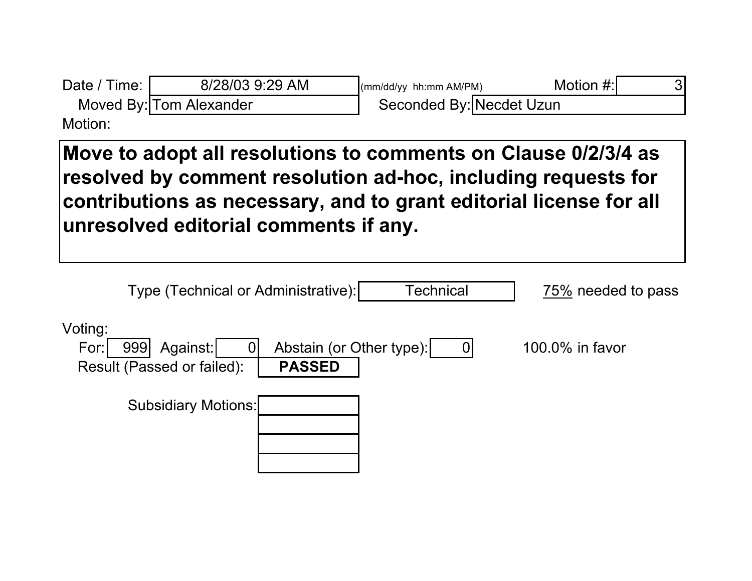Date / Time: 8/28/03 9:29 AM (mm/dd/yy hh:mm AM/PM) Motion #: 3

Moved By: Tom Alexander Seconded By: Necdet Uzun

Motion:

**Move to adopt all resolutions to comments on Clause 0/2/3/4 as resolved by comment resolution ad-hoc, including requests for contributions as necessary, and to grant editorial license for all unresolved editorial comments if any.**

Type (Technical or Administrative): Technical 75% needed to pass

Voting:

For: 999 Against: 0 Abstain (or Other type): 0 100.0% in favor

Result (Passed or failed): **PASSED**

Subsidiary Motions: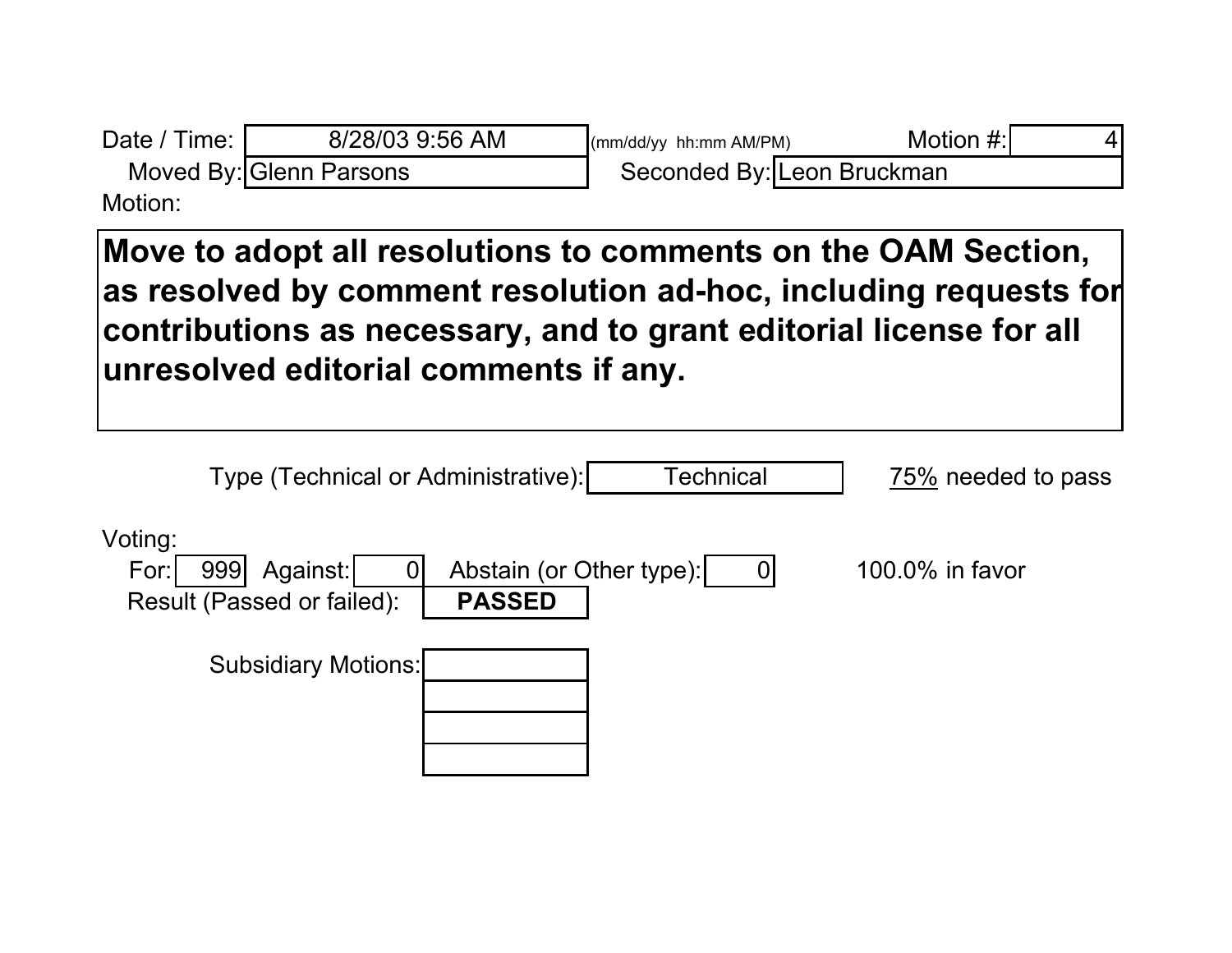Date / Time: 8/28/03 9:56 AM (mm/dd/yy hh:mm AM/PM) Motion #: 4

Moved By: Glenn Parsons Seconded By: Leon Bruckman

Motion:

**Move to adopt all resolutions to comments on the OAM Section, as resolved by comment resolution ad-hoc, including requests for contributions as necessary, and to grant editorial license for all unresolved editorial comments if any.**

Type (Technical or Administrative): Technical 75% needed to pass

Voting:

For: 999 Against: 0 Abstain (or Other type): 0 100.0% in favor

Result (Passed or failed): **PASSED**

Subsidiary Motions: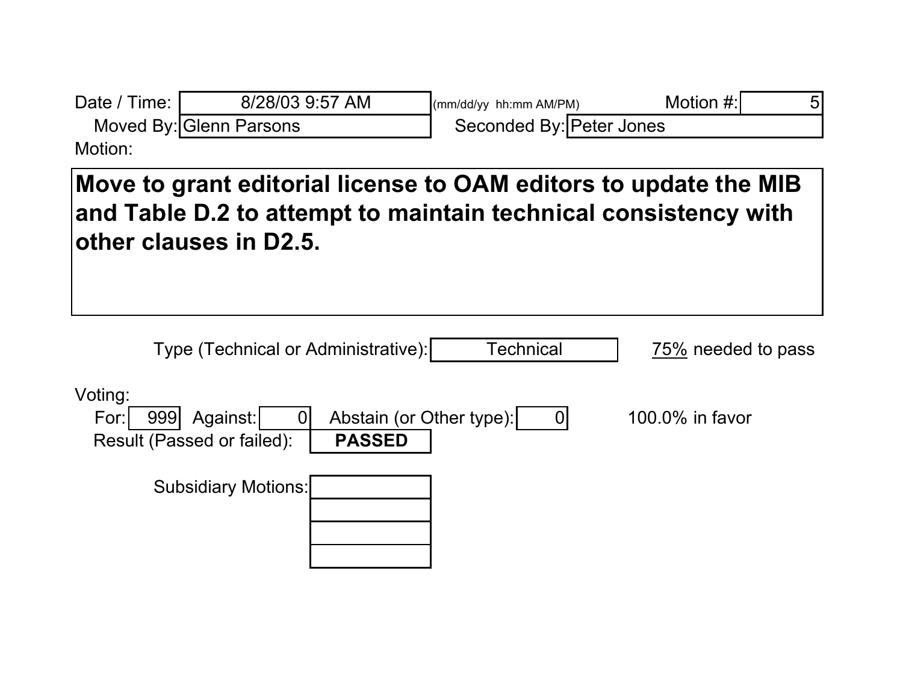Date / Time: 8/28/03 9:57 AM (mm/dd/yy hh:mm AM/PM) Motion #: 5

Moved By: Glenn Parsons Seconded By: Peter Jones

Motion:

**Move to grant editorial license to OAM editors to update the MIB and Table D.2 to attempt to maintain technical consistency with other clauses in D2.5.**

Type (Technical or Administrative): Technical 75% needed to pass

Voting:

For: 999 Against: 0 Abstain (or Other type): 0 100.0% in favor

Result (Passed or failed): **PASSED**

Subsidiary Motions: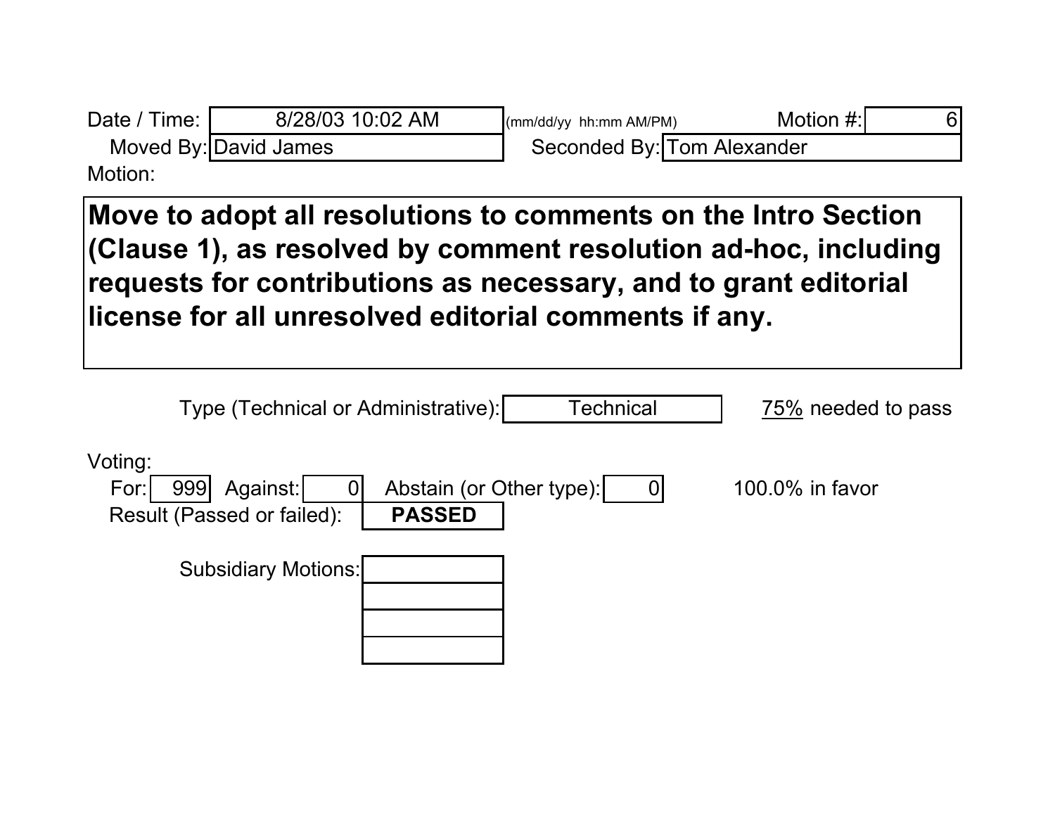Date / Time: 8/28/03 10:02 AM (mm/dd/yy hh:mm AM/PM) Motion #: 6

Moved By: David James Seconded By: Tom Alexander

Motion:

**Move to adopt all resolutions to comments on the Intro Section (Clause 1), as resolved by comment resolution ad-hoc, including requests for contributions as necessary, and to grant editorial license for all unresolved editorial comments if any.**

Type (Technical or Administrative): Technical 75% needed to pass

Voting:

For: 999 Against: 0 Abstain (or Other type): 0 100.0% in favor

Result (Passed or failed): **PASSED**

Subsidiary Motions: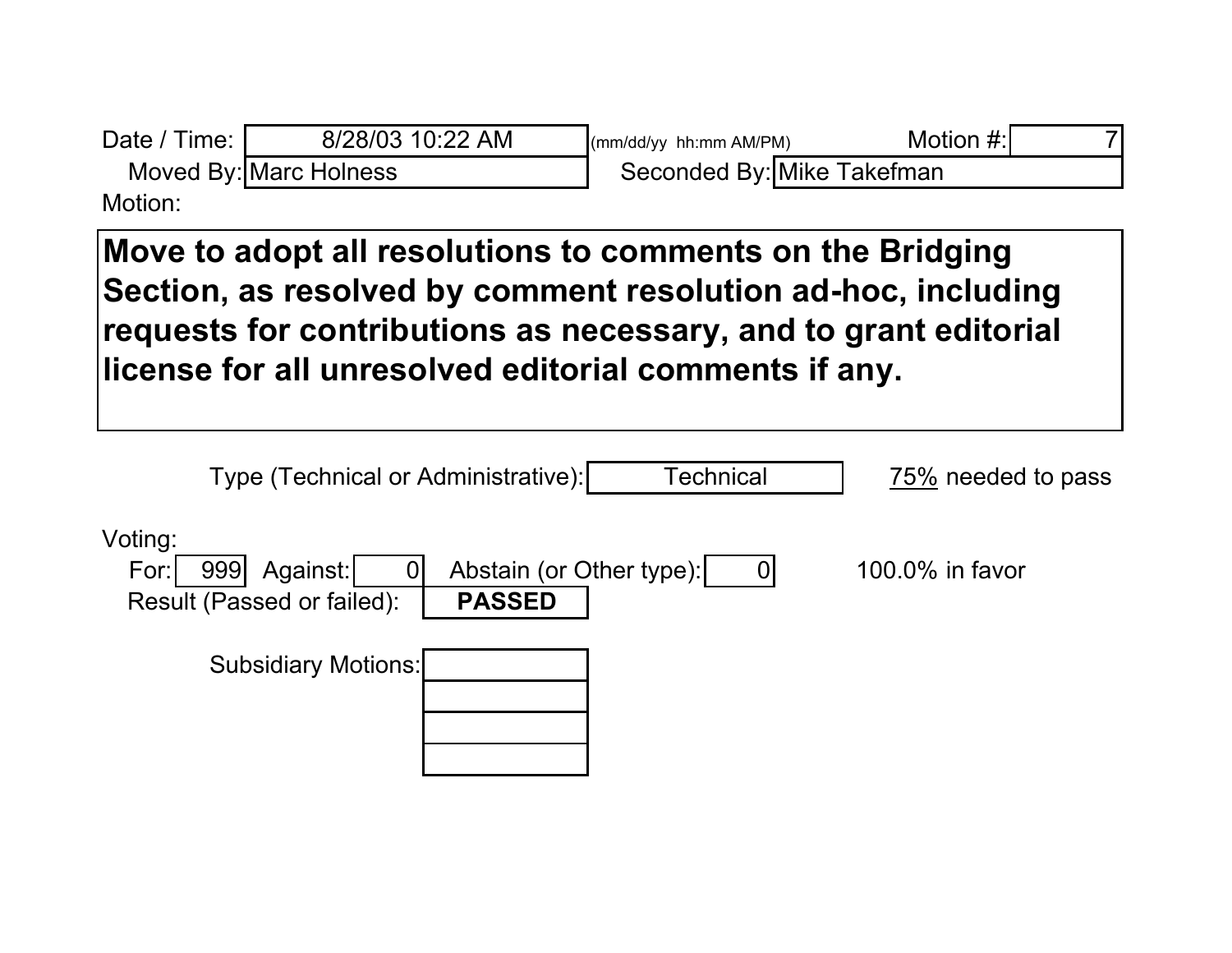Date / Time: 8/28/03 10:22 AM (mm/dd/yy hh:mm AM/PM) Motion #: 7

Moved By: Marc Holness Seconded By: Mike Takefman

Motion:

**Move to adopt all resolutions to comments on the Bridging Section, as resolved by comment resolution ad-hoc, including requests for contributions as necessary, and to grant editorial license for all unresolved editorial comments if any.**

Type (Technical or Administrative): Technical 75% needed to pass

Voting:

For: 999 Against: 0 Abstain (or Other type): 0 100.0% in favor

Result (Passed or failed): **PASSED**

Subsidiary Motions: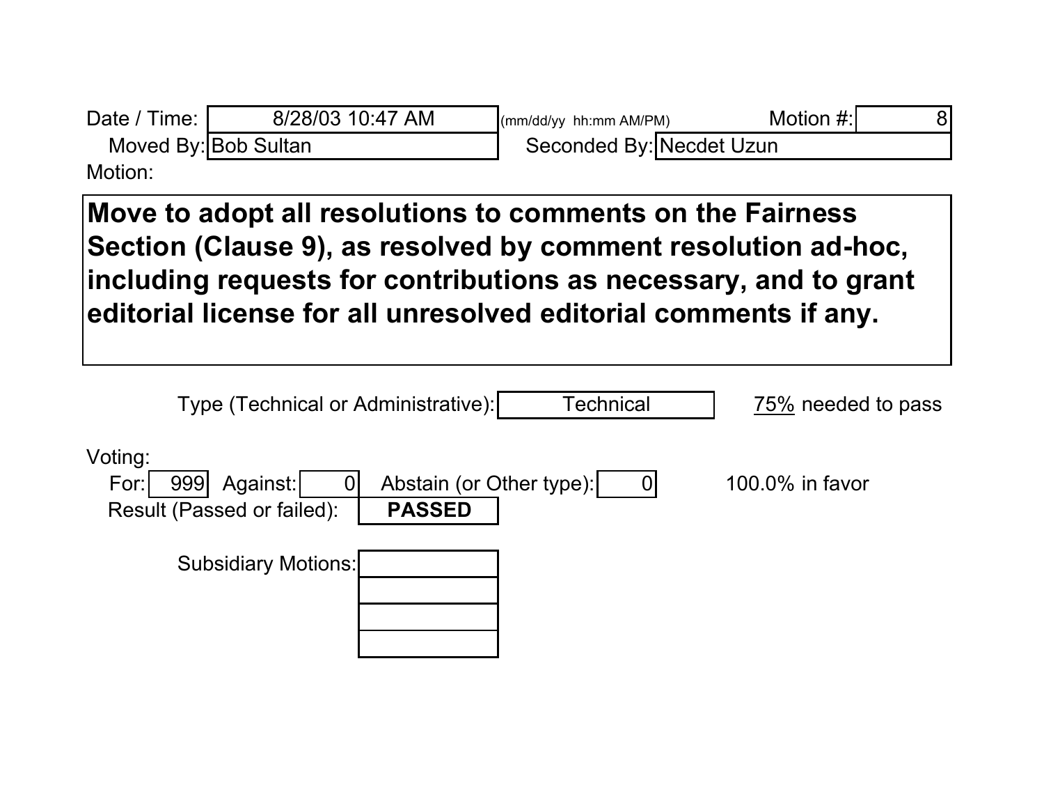Date / Time: 8/28/03 10:47 AM (mm/dd/yy hh:mm AM/PM) Motion #: 8

Moved By: Bob Sultan Seconded By: Necdet Uzun

Motion:

**Move to adopt all resolutions to comments on the Fairness Section (Clause 9), as resolved by comment resolution ad-hoc, including requests for contributions as necessary, and to grant editorial license for all unresolved editorial comments if any.**

Type (Technical or Administrative): Technical 75% needed to pass

Voting:

For: 999 Against: 0 Abstain (or Other type): 0 100.0% in favor

Result (Passed or failed): **PASSED**

Subsidiary Motions: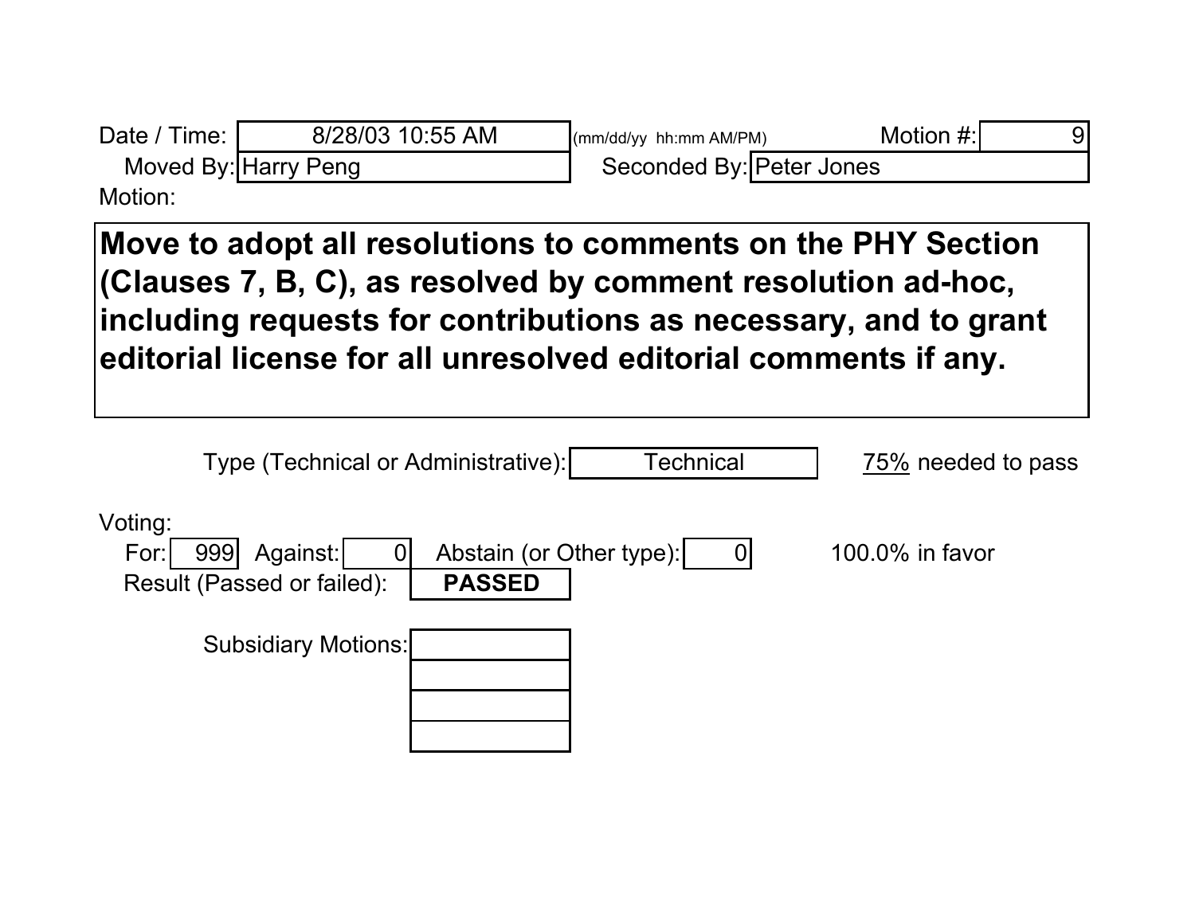Date / Time: 8/28/03 10:55 AM (mm/dd/yy hh:mm AM/PM) Motion #: 9

Moved By: Harry Peng Seconded By: Peter Jones

Motion:

**Move to adopt all resolutions to comments on the PHY Section (Clauses 7, B, C), as resolved by comment resolution ad-hoc, including requests for contributions as necessary, and to grant editorial license for all unresolved editorial comments if any.**

Type (Technical or Administrative): Technical 75% needed to pass

Voting:

For: 999 Against: 0 Abstain (or Other type): 0 100.0% in favor

Result (Passed or failed): **PASSED**

Subsidiary Motions: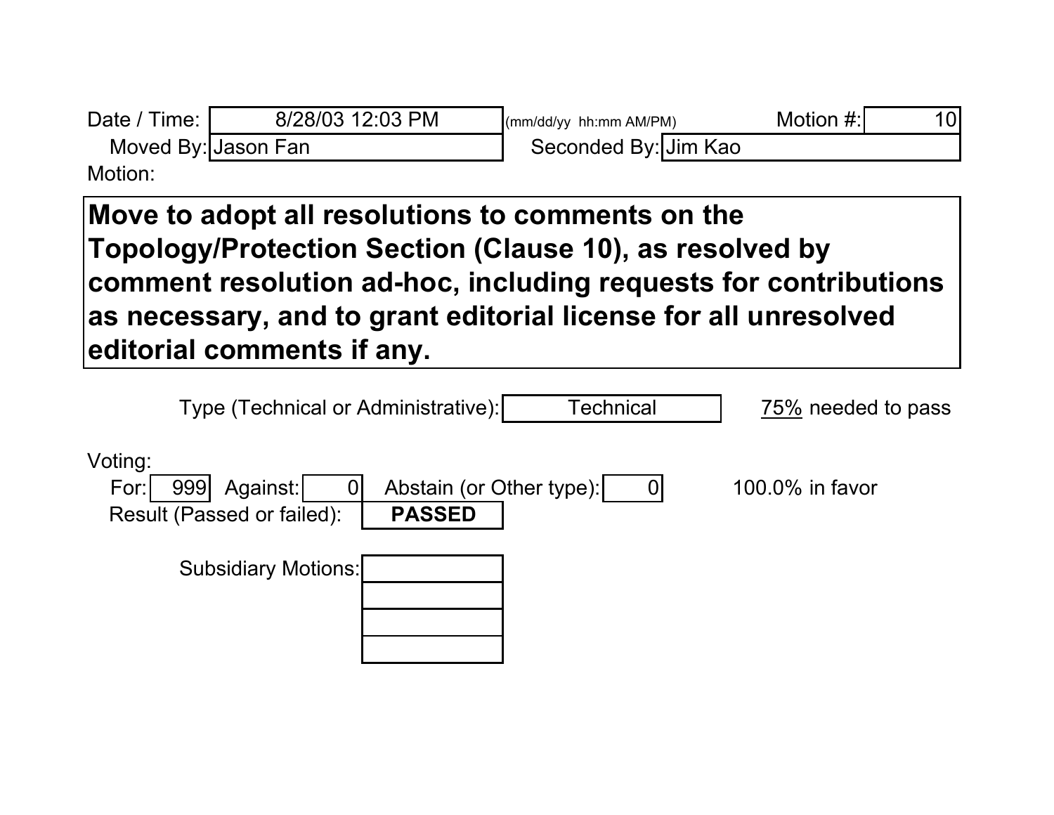Date / Time: 8/28/03 12:03 PM (mm/dd/yy hh:mm AM/PM) Motion #: 10

Moved By: Jason Fan Seconded By: Jim Kao

Motion:

**Move to adopt all resolutions to comments on the Topology/Protection Section (Clause 10), as resolved by comment resolution ad-hoc, including requests for contributions as necessary, and to grant editorial license for all unresolved editorial comments if any.**

Type (Technical or Administrative): Technical 75% needed to pass

Voting:

For: 999 Against: 0 Abstain (or Other type): 0 100.0% in favor

Result (Passed or failed): **PASSED**

Subsidiary Motions: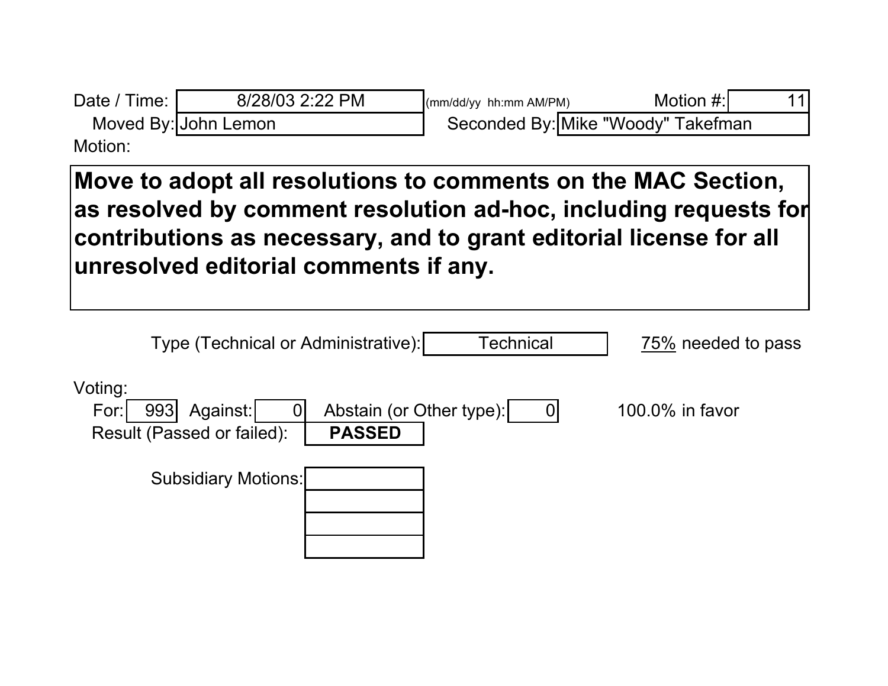Date / Time: 8/28/03 2:22 PM (mm/dd/yy hh:mm AM/PM) Motion #: 11

Moved By: John Lemon Seconded By: Mike "Woody" Takefman

Motion:

**Move to adopt all resolutions to comments on the MAC Section, as resolved by comment resolution ad-hoc, including requests for contributions as necessary, and to grant editorial license for all unresolved editorial comments if any.**

Type (Technical or Administrative): Technical 75% needed to pass

Voting:

For: 993 Against: 0 Abstain (or Other type): 0 100.0% in favor

Result (Passed or failed): **PASSED**

Subsidiary Motions: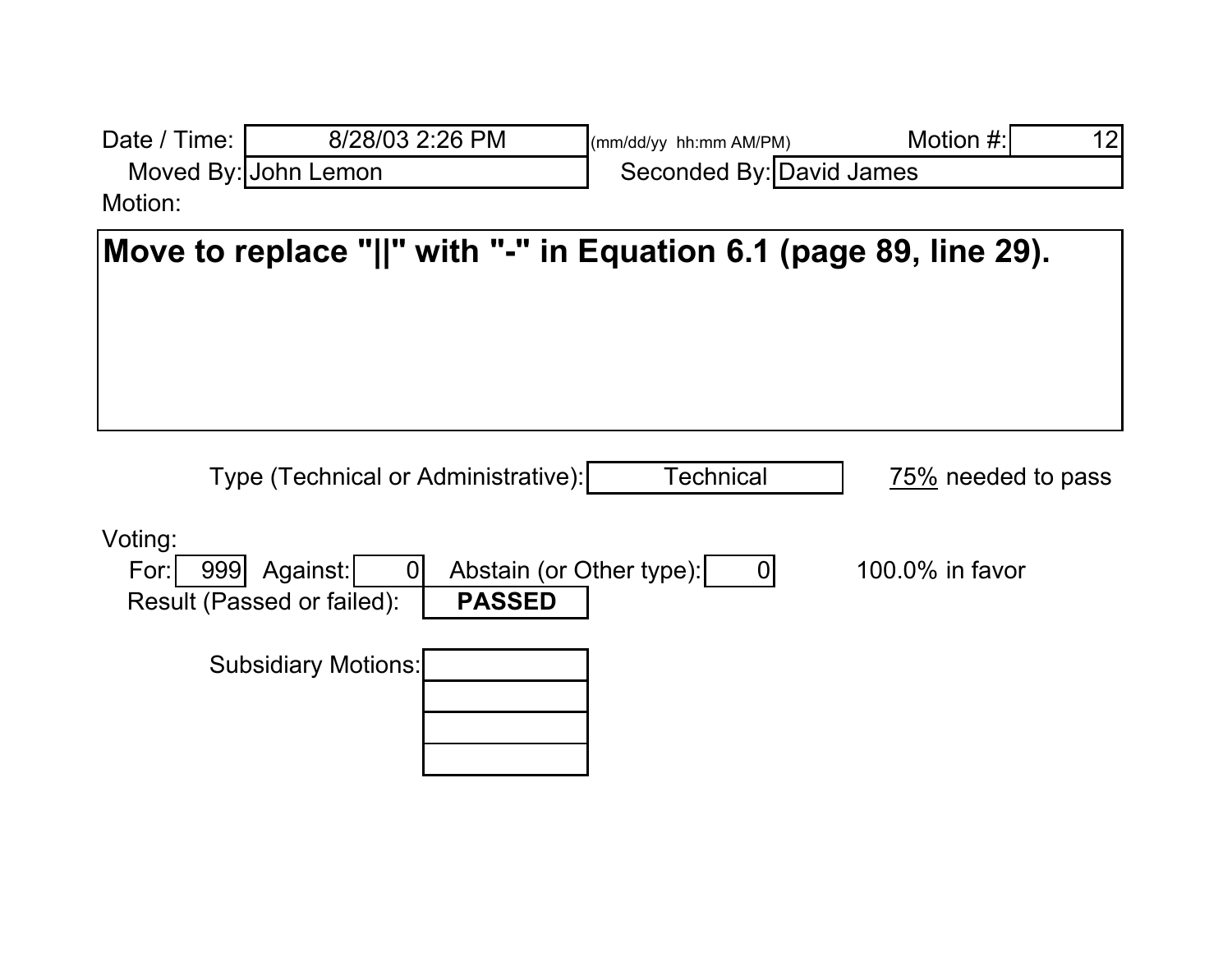Date / Time: 8/28/03 2:26 PM (mm/dd/yy hh:mm AM/PM)

Motion #: 12

Moved By: John Lemon

Seconded By: David James

Motion:

**Move to replace "||" with "-" in Equation 6.1 (page 89, line 29).**

Type (Technical or Administrative): Technical

75% needed to pass

Voting:

| For: | Against: | Abstain (or Other type): | |
|---|---|---|---|
| 999 | 0 | 0 | 100.0% in favor |

Result (Passed or failed): **PASSED**

Subsidiary Motions: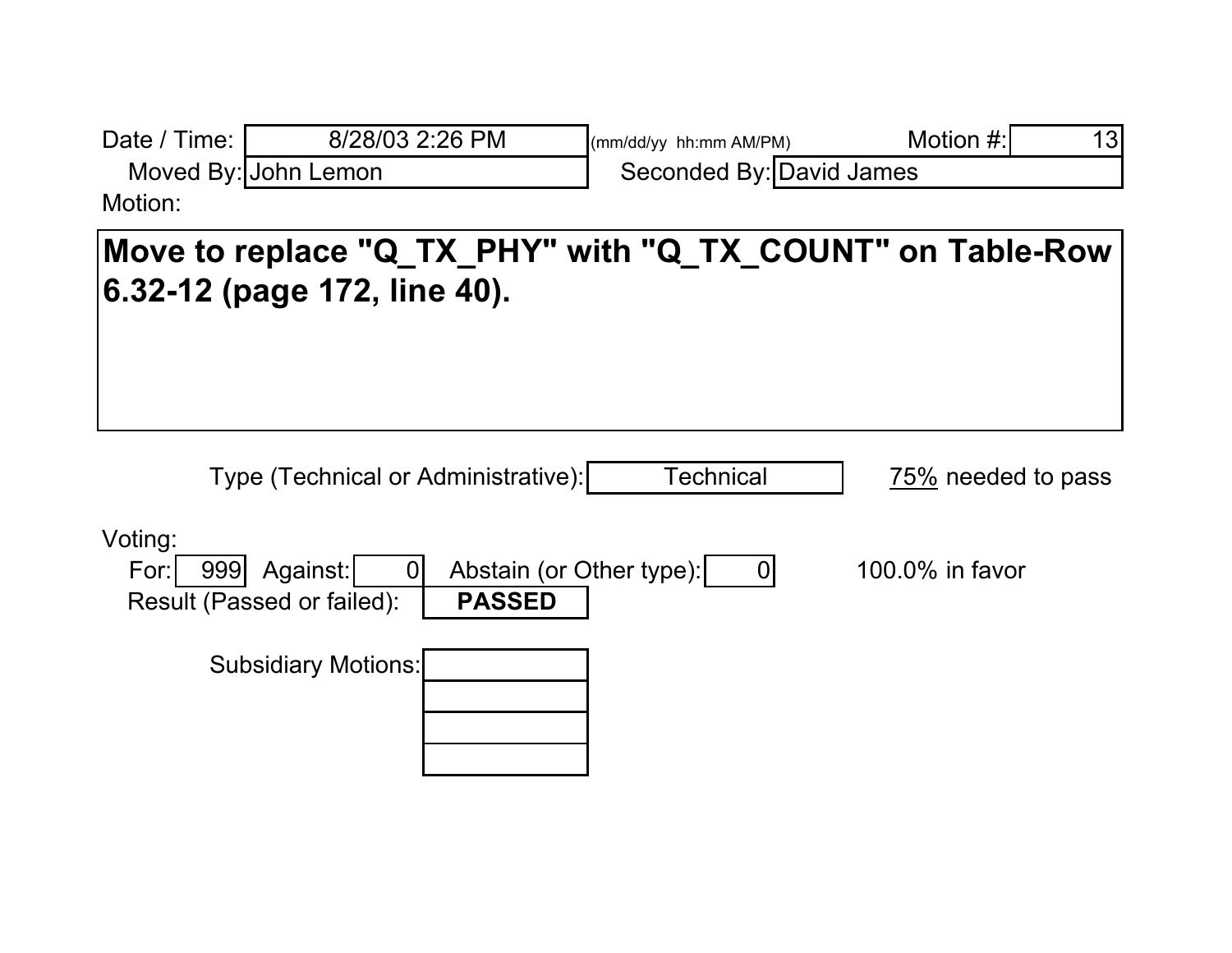Date / Time: 8/28/03 2:26 PM (mm/dd/yy hh:mm AM/PM) Motion #: 13

Moved By: John Lemon Seconded By: David James

Motion:

**Move to replace "Q_TX_PHY" with "Q_TX_COUNT" on Table-Row 6.32-12 (page 172, line 40).**

Type (Technical or Administrative): Technical 75% needed to pass

Voting:

For: 999 Against: 0 Abstain (or Other type): 0 100.0% in favor

Result (Passed or failed): **PASSED**

Subsidiary Motions: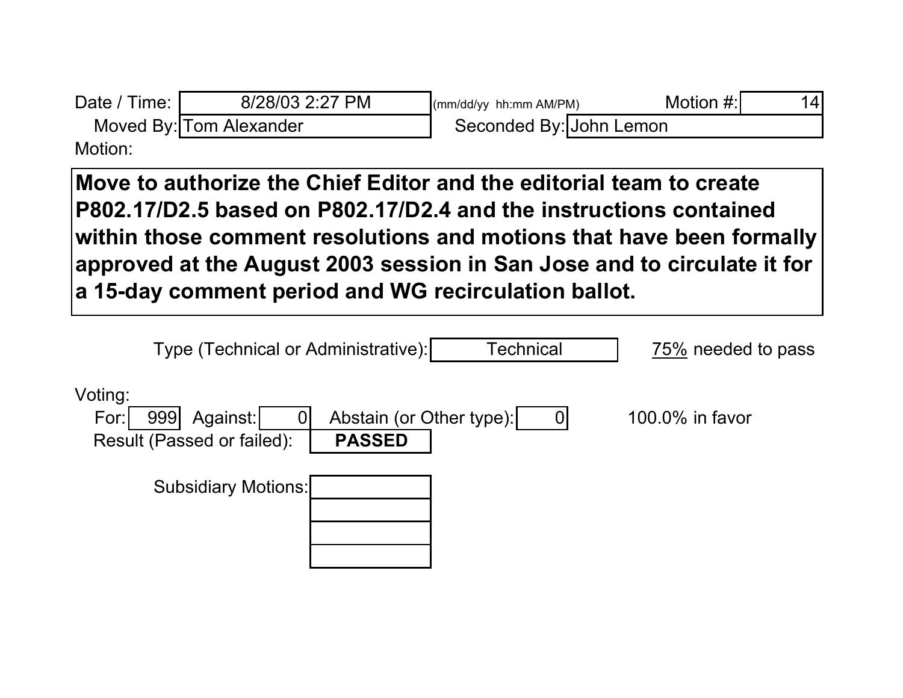Date / Time: 8/28/03 2:27 PM (mm/dd/yy hh:mm AM/PM) Motion #: 14

Moved By: Tom Alexander Seconded By: John Lemon

Motion:

**Move to authorize the Chief Editor and the editorial team to create P802.17/D2.5 based on P802.17/D2.4 and the instructions contained within those comment resolutions and motions that have been formally approved at the August 2003 session in San Jose and to circulate it for a 15-day comment period and WG recirculation ballot.**

Type (Technical or Administrative): Technical <u>75%</u> needed to pass

Voting:

For: 999 Against: 0 Abstain (or Other type): 0 100.0% in favor

Result (Passed or failed): **PASSED**

Subsidiary Motions: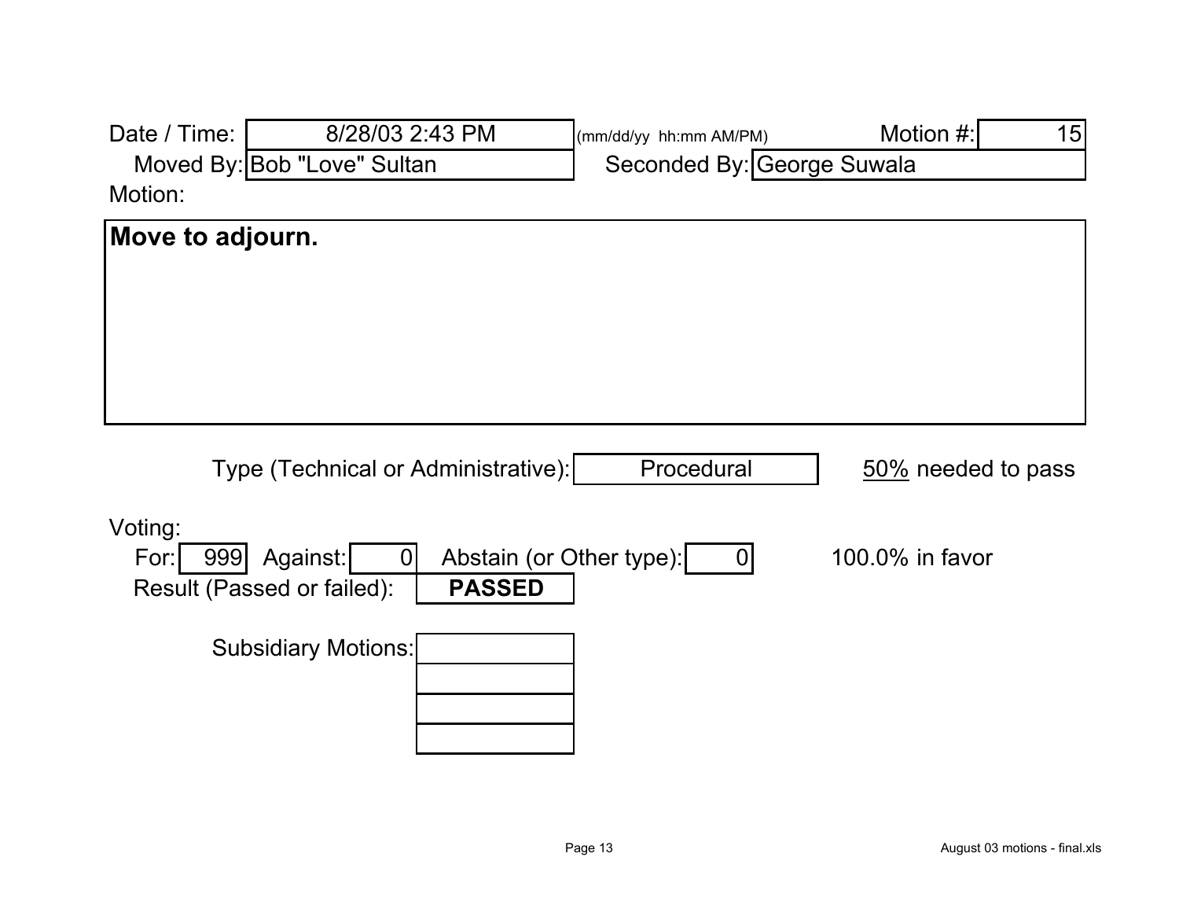Date / Time: 8/28/03 2:43 PM (mm/dd/yy hh:mm AM/PM) Motion #: 15

Moved By: Bob "Love" Sultan Seconded By: George Suwala

Motion:

**Move to adjourn.**

Type (Technical or Administrative): Procedural    50% needed to pass

Voting:

For: 999 Against: 0 Abstain (or Other type): 0    100.0% in favor

Result (Passed or failed): **PASSED**

Subsidiary Motions: